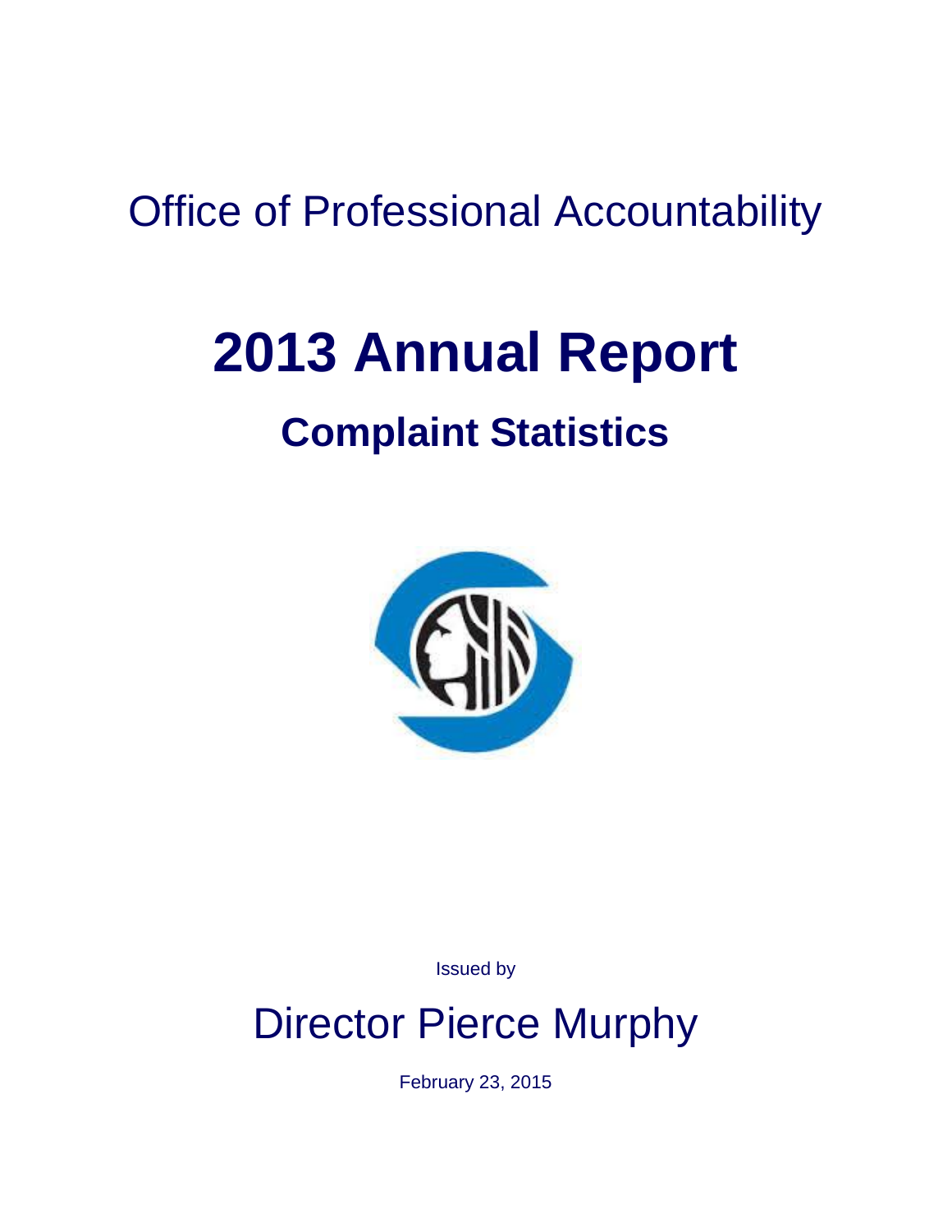Office of Professional Accountability

# 2013 Annual Report

## Complaint Statistics

Issued by

Director Pierce Murphy

February 23, 2015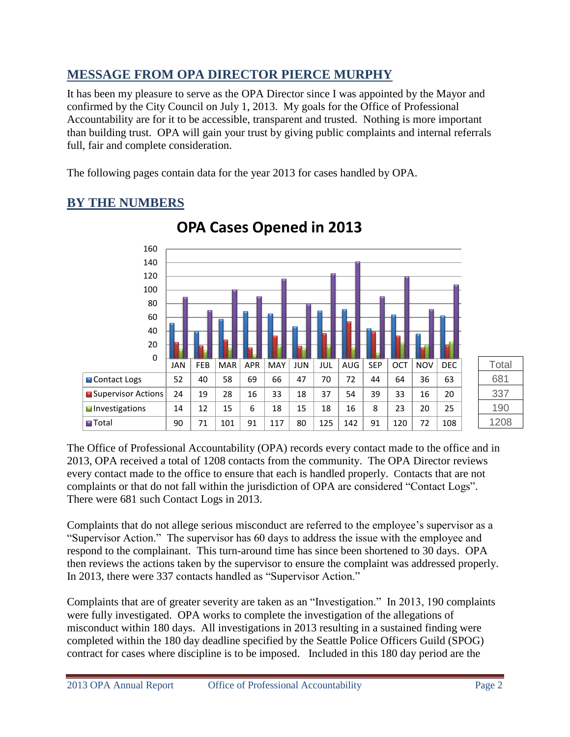## MESSAGE FROM OPA DIRECTOR PIERCE MURPHY

It has been my pleasure to serve as the OPA Director since I was appointed by the Mayor and confirmed by the City Council on July 1, 2013. My goals for the Office of Professional Accountability are for it to be accessible, transparent and trusted. Nothing is more important than building trust. OPA will gain your trust by giving public complaints and internal referrals full, fair and complete consideration.

The following pages contain data for the year 2013 for cases handled by OPA.

## BY THE NUMBERS

**OPA Cases Opened in 2013**

| | JAN | FEB | MAR | APR | MAY | JUN | JUL | AUG | SEP | OCT | NOV | DEC | Total |
|---|---|---|---|---|---|---|---|---|---|---|---|---|---|
| Contact Logs | 52 | 40 | 58 | 69 | 66 | 47 | 70 | 72 | 44 | 64 | 36 | 63 | 681 |
| Supervisor Actions | 24 | 19 | 28 | 16 | 33 | 18 | 37 | 54 | 39 | 33 | 16 | 20 | 337 |
| Investigations | 14 | 12 | 15 | 6 | 18 | 15 | 18 | 16 | 8 | 23 | 20 | 25 | 190 |
| Total | 90 | 71 | 101 | 91 | 117 | 80 | 125 | 142 | 91 | 120 | 72 | 108 | 1208 |

The Office of Professional Accountability (OPA) records every contact made to the office and in 2013, OPA received a total of 1208 contacts from the community. The OPA Director reviews every contact made to the office to ensure that each is handled properly. Contacts that are not complaints or that do not fall within the jurisdiction of OPA are considered "Contact Logs". There were 681 such Contact Logs in 2013.

Complaints that do not allege serious misconduct are referred to the employee's supervisor as a "Supervisor Action." The supervisor has 60 days to address the issue with the employee and respond to the complainant. This turn-around time has since been shortened to 30 days. OPA then reviews the actions taken by the supervisor to ensure the complaint was addressed properly. In 2013, there were 337 contacts handled as "Supervisor Action."

Complaints that are of greater severity are taken as an "Investigation." In 2013, 190 complaints were fully investigated. OPA works to complete the investigation of the allegations of misconduct within 180 days. All investigations in 2013 resulting in a sustained finding were completed within the 180 day deadline specified by the Seattle Police Officers Guild (SPOG) contract for cases where discipline is to be imposed. Included in this 180 day period are the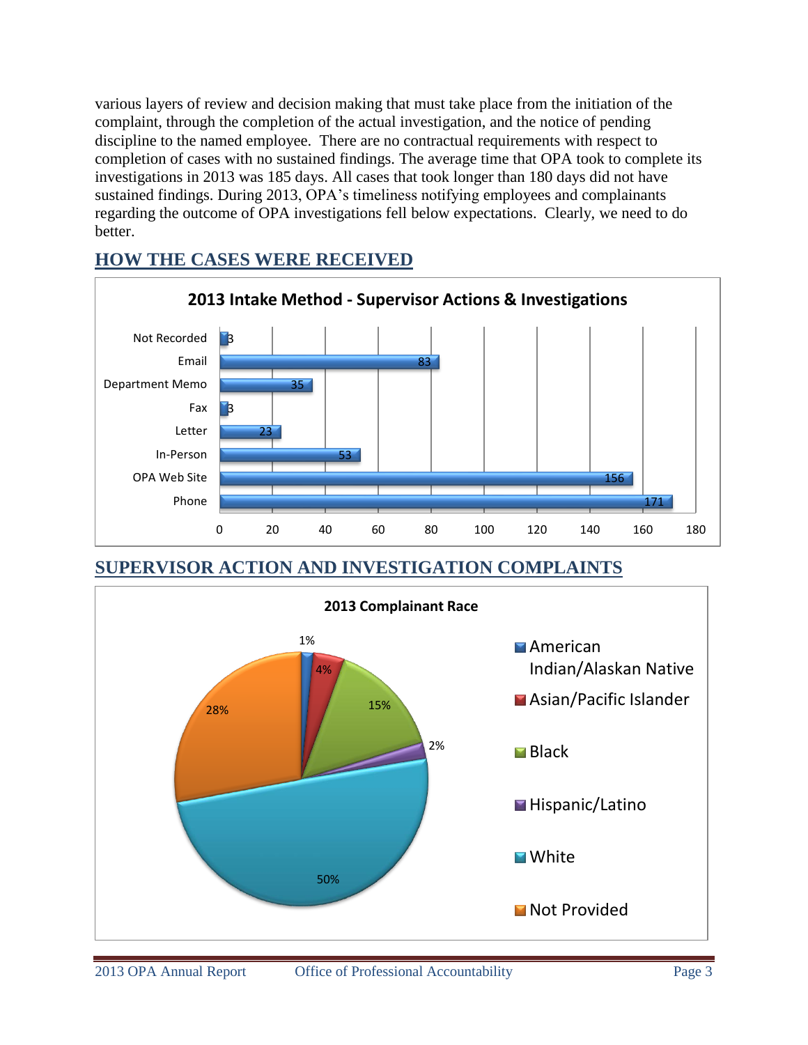various layers of review and decision making that must take place from the initiation of the complaint, through the completion of the actual investigation, and the notice of pending discipline to the named employee. There are no contractual requirements with respect to completion of cases with no sustained findings. The average time that OPA took to complete its investigations in 2013 was 185 days. All cases that took longer than 180 days did not have sustained findings. During 2013, OPA's timeliness notifying employees and complainants regarding the outcome of OPA investigations fell below expectations. Clearly, we need to do better.

## HOW THE CASES WERE RECEIVED

**2013 Intake Method - Supervisor Actions & Investigations**

| Intake Method | Count |
|---|---|
| Not Recorded | 3 |
| Email | 83 |
| Department Memo | 35 |
| Fax | 3 |
| Letter | 23 |
| In-Person | 53 |
| OPA Web Site | 156 |
| Phone | 171 |

## SUPERVISOR ACTION AND INVESTIGATION COMPLAINTS

**2013 Complainant Race**

| Race | Percent |
|---|---|
| American Indian/Alaskan Native | 1% |
| Asian/Pacific Islander | 4% |
| Black | 15% |
| Hispanic/Latino | 2% |
| White | 50% |
| Not Provided | 28% |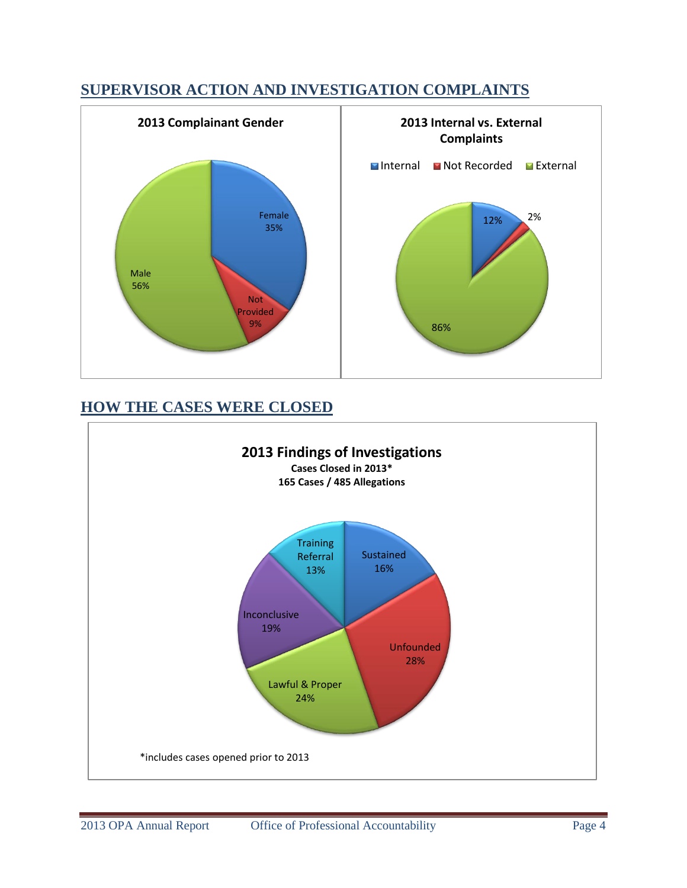## SUPERVISOR ACTION AND INVESTIGATION COMPLAINTS

**2013 Complainant Gender**

- Female 35%
- Not Provided 9%
- Male 56%

**2013 Internal vs. External Complaints**

- Internal 12%
- Not Recorded 2%
- External 86%

## HOW THE CASES WERE CLOSED

**2013 Findings of Investigations**

**Cases Closed in 2013***

**165 Cases / 485 Allegations**

- Sustained 16%
- Unfounded 28%
- Lawful & Proper 24%
- Inconclusive 19%
- Training Referral 13%

*includes cases opened prior to 2013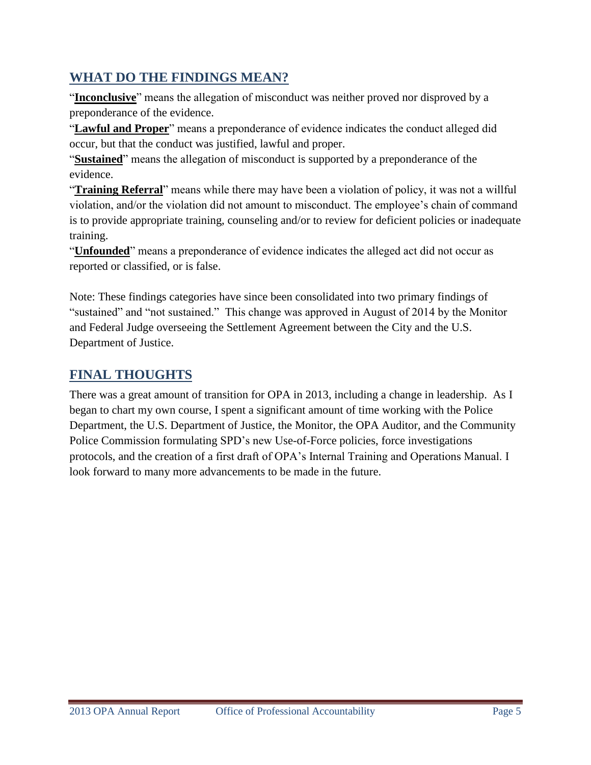## WHAT DO THE FINDINGS MEAN?

"**Inconclusive**" means the allegation of misconduct was neither proved nor disproved by a preponderance of the evidence.

"**Lawful and Proper**" means a preponderance of evidence indicates the conduct alleged did occur, but that the conduct was justified, lawful and proper.

"**Sustained**" means the allegation of misconduct is supported by a preponderance of the evidence.

"**Training Referral**" means while there may have been a violation of policy, it was not a willful violation, and/or the violation did not amount to misconduct. The employee's chain of command is to provide appropriate training, counseling and/or to review for deficient policies or inadequate training.

"**Unfounded**" means a preponderance of evidence indicates the alleged act did not occur as reported or classified, or is false.

Note: These findings categories have since been consolidated into two primary findings of "sustained" and "not sustained." This change was approved in August of 2014 by the Monitor and Federal Judge overseeing the Settlement Agreement between the City and the U.S. Department of Justice.

## FINAL THOUGHTS

There was a great amount of transition for OPA in 2013, including a change in leadership. As I began to chart my own course, I spent a significant amount of time working with the Police Department, the U.S. Department of Justice, the Monitor, the OPA Auditor, and the Community Police Commission formulating SPD's new Use-of-Force policies, force investigations protocols, and the creation of a first draft of OPA's Internal Training and Operations Manual. I look forward to many more advancements to be made in the future.